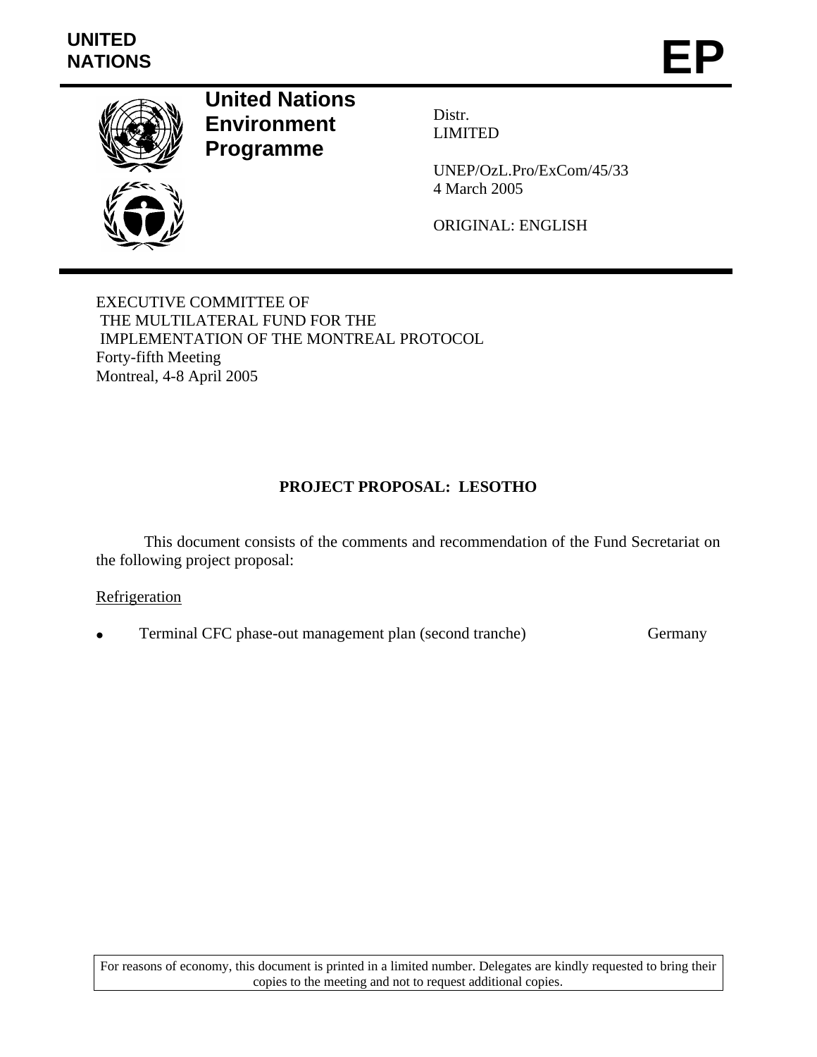UNITED NATIONS

# EP

**United Nations Environment Programme**

Distr.
LIMITED

UNEP/OzL.Pro/ExCom/45/33
4 March 2005

ORIGINAL: ENGLISH

EXECUTIVE COMMITTEE OF
THE MULTILATERAL FUND FOR THE
IMPLEMENTATION OF THE MONTREAL PROTOCOL
Forty-fifth Meeting
Montreal, 4-8 April 2005

## PROJECT PROPOSAL: LESOTHO

This document consists of the comments and recommendation of the Fund Secretariat on the following project proposal:

Refrigeration

- Terminal CFC phase-out management plan (second tranche) Germany

For reasons of economy, this document is printed in a limited number. Delegates are kindly requested to bring their copies to the meeting and not to request additional copies.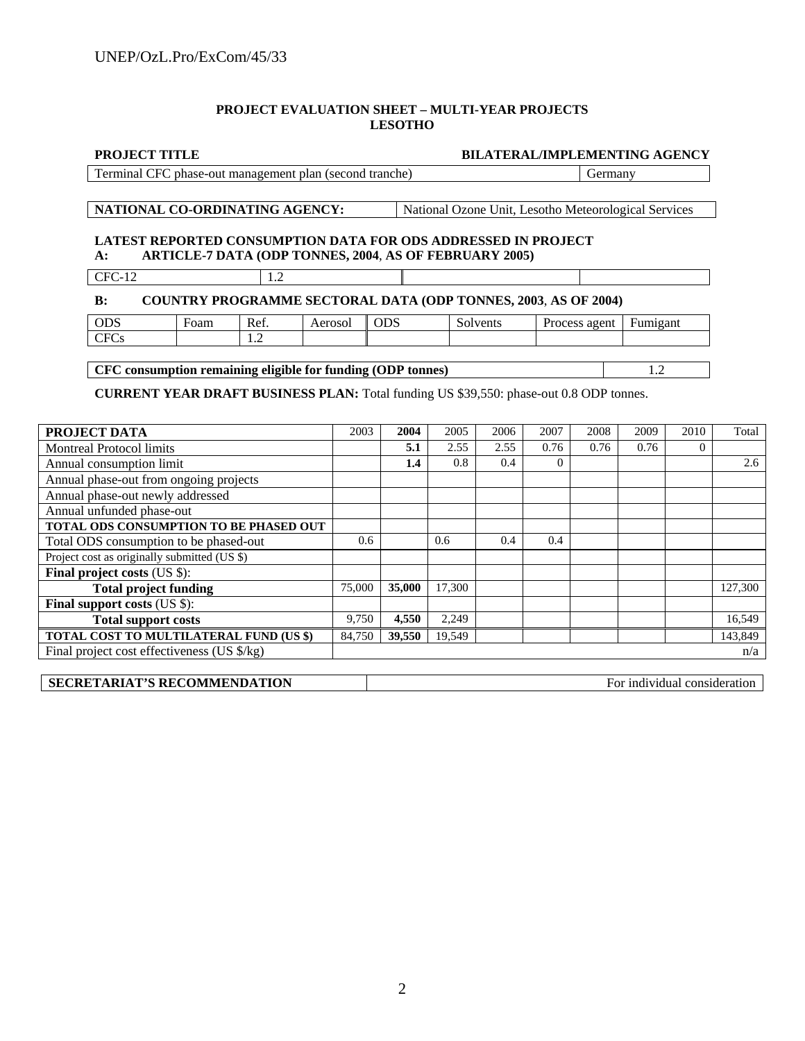**PROJECT EVALUATION SHEET – MULTI-YEAR PROJECTS**
**LESOTHO**

| **PROJECT TITLE** | **BILATERAL/IMPLEMENTING AGENCY** |
|---|---|
| Terminal CFC phase-out management plan (second tranche) | Germany |

| **NATIONAL CO-ORDINATING AGENCY:** | National Ozone Unit, Lesotho Meteorological Services |
|---|---|

**LATEST REPORTED CONSUMPTION DATA FOR ODS ADDRESSED IN PROJECT**

**A: ARTICLE-7 DATA (ODP TONNES, 2004, AS OF FEBRUARY 2005)**

| CFC-12 | 1.2 | | |
|---|---|---|---|

**B: COUNTRY PROGRAMME SECTORAL DATA (ODP TONNES, 2003, AS OF 2004)**

| ODS | Foam | Ref. | Aerosol | ODS | Solvents | Process agent | Fumigant |
|---|---|---|---|---|---|---|---|
| CFCs | | 1.2 | | | | | |

| **CFC consumption remaining eligible for funding (ODP tonnes)** | 1.2 |
|---|---|

**CURRENT YEAR DRAFT BUSINESS PLAN:** Total funding US $39,550: phase-out 0.8 ODP tonnes.

| **PROJECT DATA** | 2003 | **2004** | 2005 | 2006 | 2007 | 2008 | 2009 | 2010 | Total |
|---|---|---|---|---|---|---|---|---|---|
| Montreal Protocol limits | | **5.1** | 2.55 | 2.55 | 0.76 | 0.76 | 0.76 | 0 | |
| Annual consumption limit | | **1.4** | 0.8 | 0.4 | 0 | | | | 2.6 |
| Annual phase-out from ongoing projects | | | | | | | | | |
| Annual phase-out newly addressed | | | | | | | | | |
| Annual unfunded phase-out | | | | | | | | | |
| **TOTAL ODS CONSUMPTION TO BE PHASED OUT** | | | | | | | | | |
| Total ODS consumption to be phased-out | 0.6 | | 0.6 | 0.4 | 0.4 | | | | |
| Project cost as originally submitted (US $) | | | | | | | | | |
| **Final project costs** (US $): | | | | | | | | | |
| **Total project funding** | 75,000 | **35,000** | 17,300 | | | | | | 127,300 |
| **Final support costs** (US $): | | | | | | | | | |
| **Total support costs** | 9,750 | **4,550** | 2,249 | | | | | | 16,549 |
| **TOTAL COST TO MULTILATERAL FUND (US $)** | 84,750 | **39,550** | 19,549 | | | | | | 143,849 |
| Final project cost effectiveness (US $/kg) | | | | | | | | | n/a |

| **SECRETARIAT'S RECOMMENDATION** | For individual consideration |
|---|---|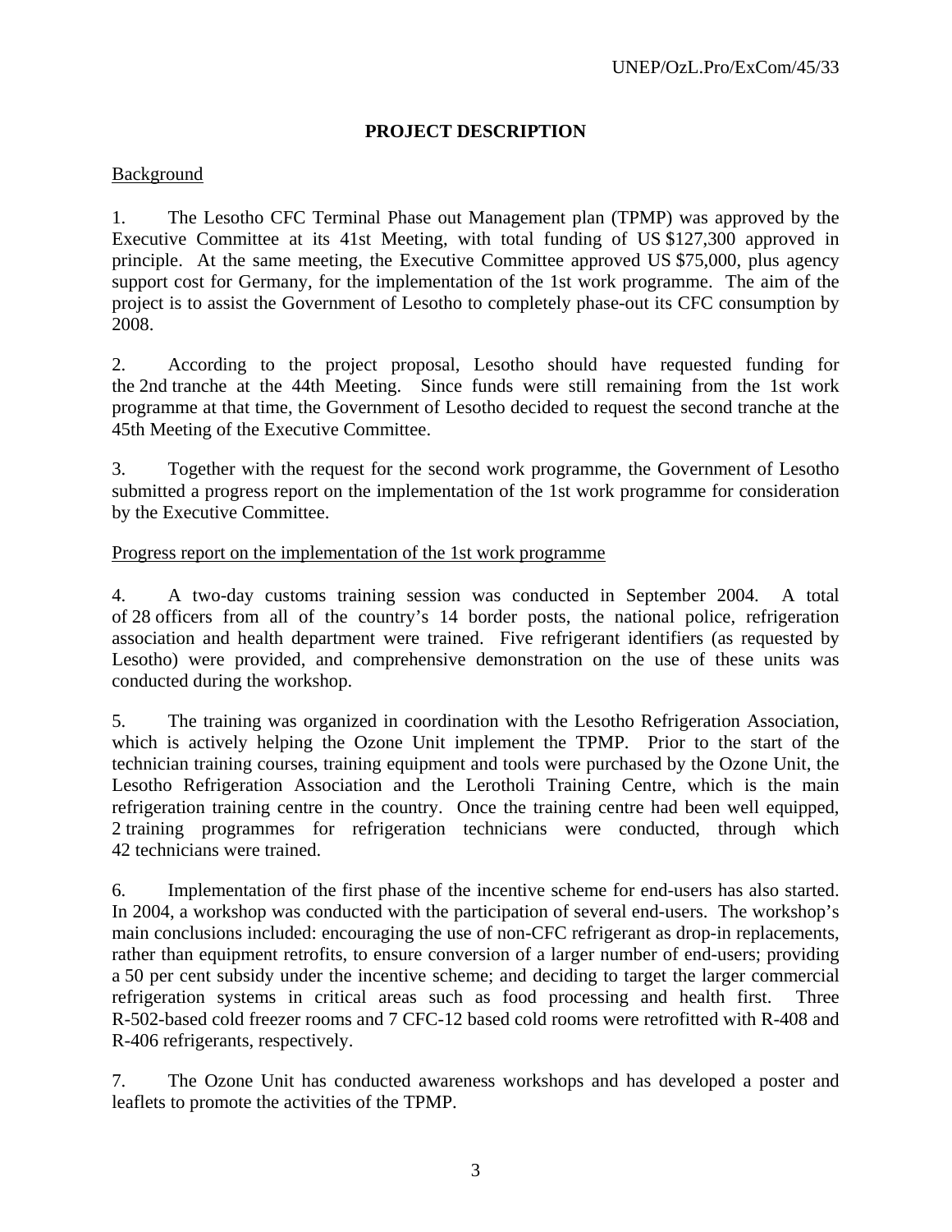**PROJECT DESCRIPTION**

Background

1. The Lesotho CFC Terminal Phase out Management plan (TPMP) was approved by the Executive Committee at its 41st Meeting, with total funding of US $127,300 approved in principle. At the same meeting, the Executive Committee approved US $75,000, plus agency support cost for Germany, for the implementation of the 1st work programme. The aim of the project is to assist the Government of Lesotho to completely phase-out its CFC consumption by 2008.

2. According to the project proposal, Lesotho should have requested funding for the 2nd tranche at the 44th Meeting. Since funds were still remaining from the 1st work programme at that time, the Government of Lesotho decided to request the second tranche at the 45th Meeting of the Executive Committee.

3. Together with the request for the second work programme, the Government of Lesotho submitted a progress report on the implementation of the 1st work programme for consideration by the Executive Committee.

Progress report on the implementation of the 1st work programme

4. A two-day customs training session was conducted in September 2004. A total of 28 officers from all of the country's 14 border posts, the national police, refrigeration association and health department were trained. Five refrigerant identifiers (as requested by Lesotho) were provided, and comprehensive demonstration on the use of these units was conducted during the workshop.

5. The training was organized in coordination with the Lesotho Refrigeration Association, which is actively helping the Ozone Unit implement the TPMP. Prior to the start of the technician training courses, training equipment and tools were purchased by the Ozone Unit, the Lesotho Refrigeration Association and the Lerotholi Training Centre, which is the main refrigeration training centre in the country. Once the training centre had been well equipped, 2 training programmes for refrigeration technicians were conducted, through which 42 technicians were trained.

6. Implementation of the first phase of the incentive scheme for end-users has also started. In 2004, a workshop was conducted with the participation of several end-users. The workshop's main conclusions included: encouraging the use of non-CFC refrigerant as drop-in replacements, rather than equipment retrofits, to ensure conversion of a larger number of end-users; providing a 50 per cent subsidy under the incentive scheme; and deciding to target the larger commercial refrigeration systems in critical areas such as food processing and health first. Three R-502-based cold freezer rooms and 7 CFC-12 based cold rooms were retrofitted with R-408 and R-406 refrigerants, respectively.

7. The Ozone Unit has conducted awareness workshops and has developed a poster and leaflets to promote the activities of the TPMP.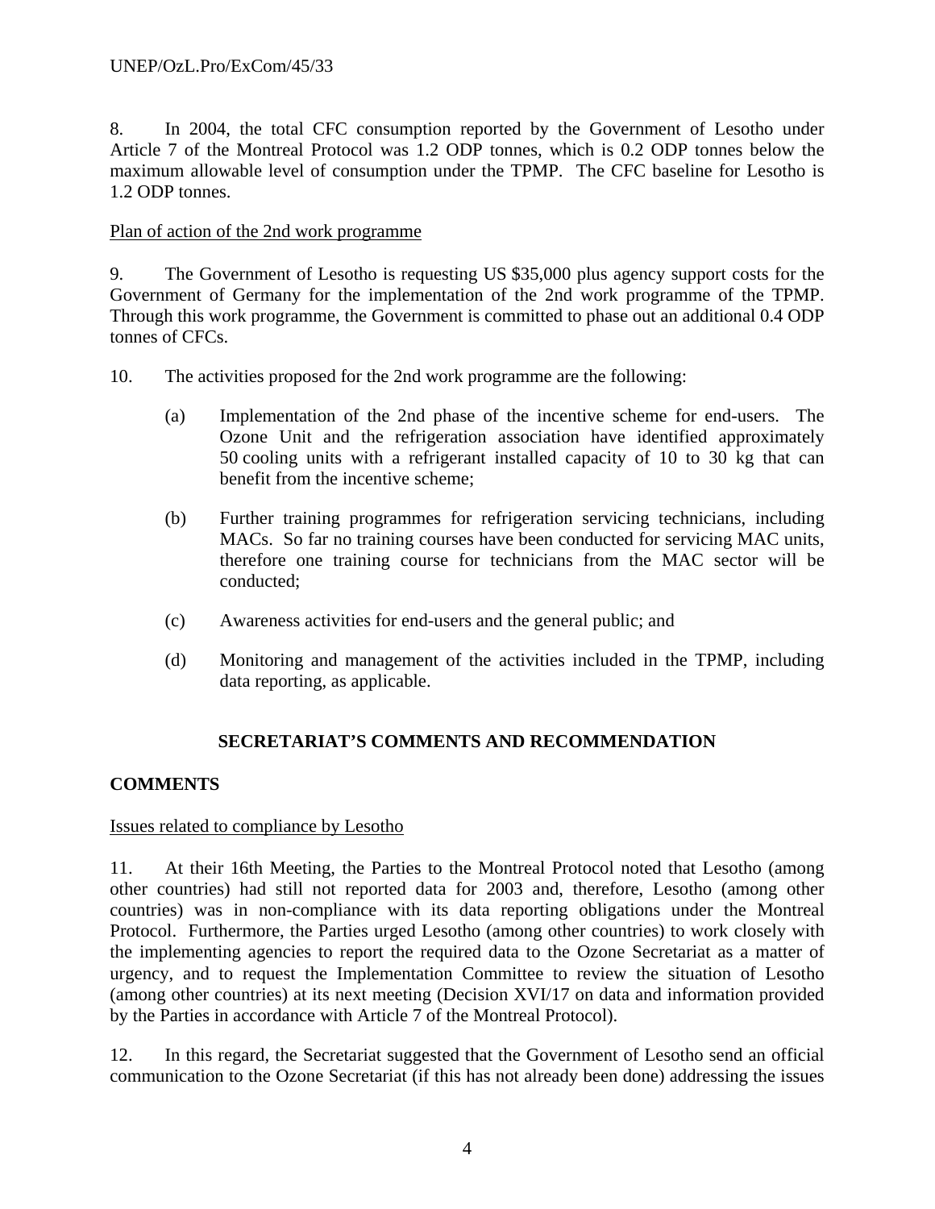8. In 2004, the total CFC consumption reported by the Government of Lesotho under Article 7 of the Montreal Protocol was 1.2 ODP tonnes, which is 0.2 ODP tonnes below the maximum allowable level of consumption under the TPMP. The CFC baseline for Lesotho is 1.2 ODP tonnes.

Plan of action of the 2nd work programme

9. The Government of Lesotho is requesting US $35,000 plus agency support costs for the Government of Germany for the implementation of the 2nd work programme of the TPMP. Through this work programme, the Government is committed to phase out an additional 0.4 ODP tonnes of CFCs.

10. The activities proposed for the 2nd work programme are the following:

(a) Implementation of the 2nd phase of the incentive scheme for end-users. The Ozone Unit and the refrigeration association have identified approximately 50 cooling units with a refrigerant installed capacity of 10 to 30 kg that can benefit from the incentive scheme;

(b) Further training programmes for refrigeration servicing technicians, including MACs. So far no training courses have been conducted for servicing MAC units, therefore one training course for technicians from the MAC sector will be conducted;

(c) Awareness activities for end-users and the general public; and

(d) Monitoring and management of the activities included in the TPMP, including data reporting, as applicable.

## SECRETARIAT'S COMMENTS AND RECOMMENDATION

### COMMENTS

Issues related to compliance by Lesotho

11. At their 16th Meeting, the Parties to the Montreal Protocol noted that Lesotho (among other countries) had still not reported data for 2003 and, therefore, Lesotho (among other countries) was in non-compliance with its data reporting obligations under the Montreal Protocol. Furthermore, the Parties urged Lesotho (among other countries) to work closely with the implementing agencies to report the required data to the Ozone Secretariat as a matter of urgency, and to request the Implementation Committee to review the situation of Lesotho (among other countries) at its next meeting (Decision XVI/17 on data and information provided by the Parties in accordance with Article 7 of the Montreal Protocol).

12. In this regard, the Secretariat suggested that the Government of Lesotho send an official communication to the Ozone Secretariat (if this has not already been done) addressing the issues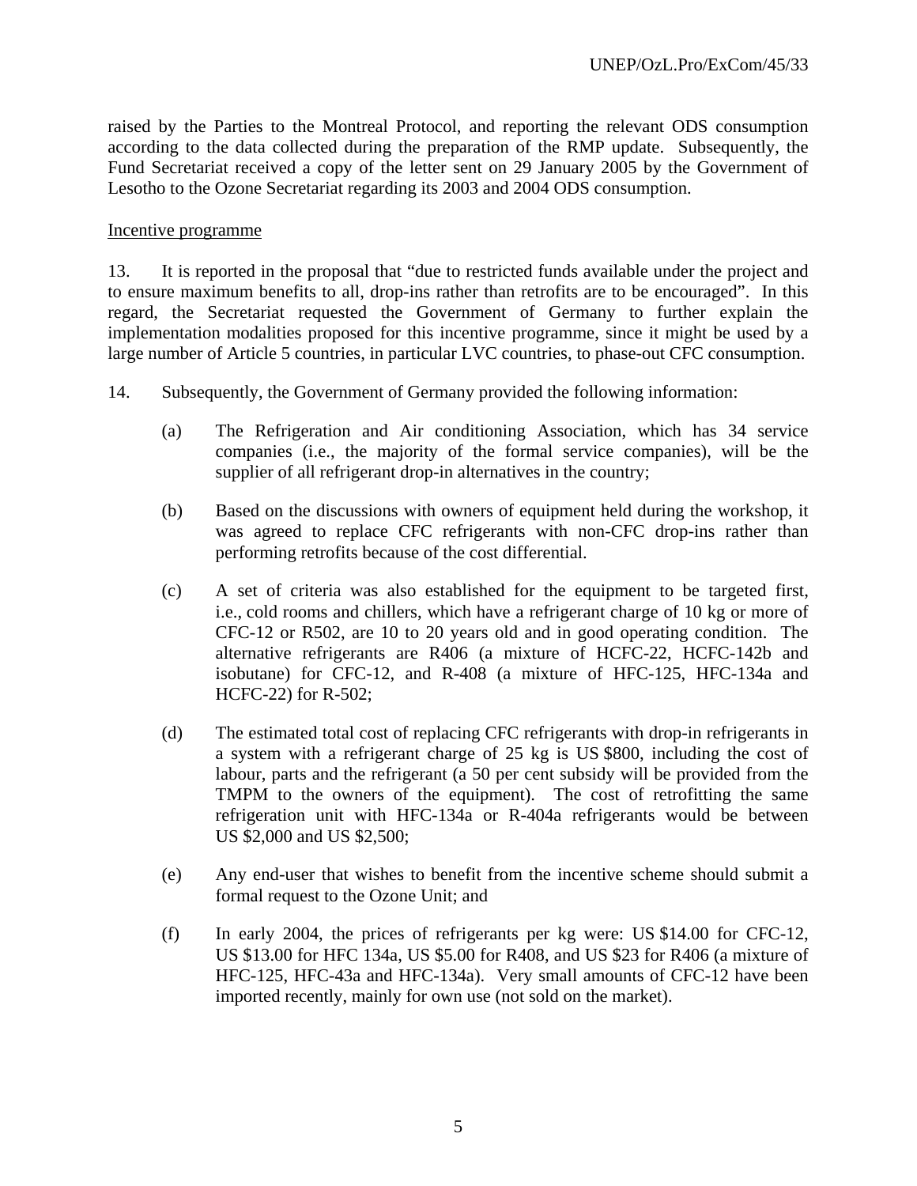raised by the Parties to the Montreal Protocol, and reporting the relevant ODS consumption according to the data collected during the preparation of the RMP update. Subsequently, the Fund Secretariat received a copy of the letter sent on 29 January 2005 by the Government of Lesotho to the Ozone Secretariat regarding its 2003 and 2004 ODS consumption.

Incentive programme

13. It is reported in the proposal that "due to restricted funds available under the project and to ensure maximum benefits to all, drop-ins rather than retrofits are to be encouraged". In this regard, the Secretariat requested the Government of Germany to further explain the implementation modalities proposed for this incentive programme, since it might be used by a large number of Article 5 countries, in particular LVC countries, to phase-out CFC consumption.

14. Subsequently, the Government of Germany provided the following information:

(a) The Refrigeration and Air conditioning Association, which has 34 service companies (i.e., the majority of the formal service companies), will be the supplier of all refrigerant drop-in alternatives in the country;

(b) Based on the discussions with owners of equipment held during the workshop, it was agreed to replace CFC refrigerants with non-CFC drop-ins rather than performing retrofits because of the cost differential.

(c) A set of criteria was also established for the equipment to be targeted first, i.e., cold rooms and chillers, which have a refrigerant charge of 10 kg or more of CFC-12 or R502, are 10 to 20 years old and in good operating condition. The alternative refrigerants are R406 (a mixture of HCFC-22, HCFC-142b and isobutane) for CFC-12, and R-408 (a mixture of HFC-125, HFC-134a and HCFC-22) for R-502;

(d) The estimated total cost of replacing CFC refrigerants with drop-in refrigerants in a system with a refrigerant charge of 25 kg is US $800, including the cost of labour, parts and the refrigerant (a 50 per cent subsidy will be provided from the TMPM to the owners of the equipment). The cost of retrofitting the same refrigeration unit with HFC-134a or R-404a refrigerants would be between US $2,000 and US $2,500;

(e) Any end-user that wishes to benefit from the incentive scheme should submit a formal request to the Ozone Unit; and

(f) In early 2004, the prices of refrigerants per kg were: US $14.00 for CFC-12, US $13.00 for HFC 134a, US $5.00 for R408, and US $23 for R406 (a mixture of HFC-125, HFC-43a and HFC-134a). Very small amounts of CFC-12 have been imported recently, mainly for own use (not sold on the market).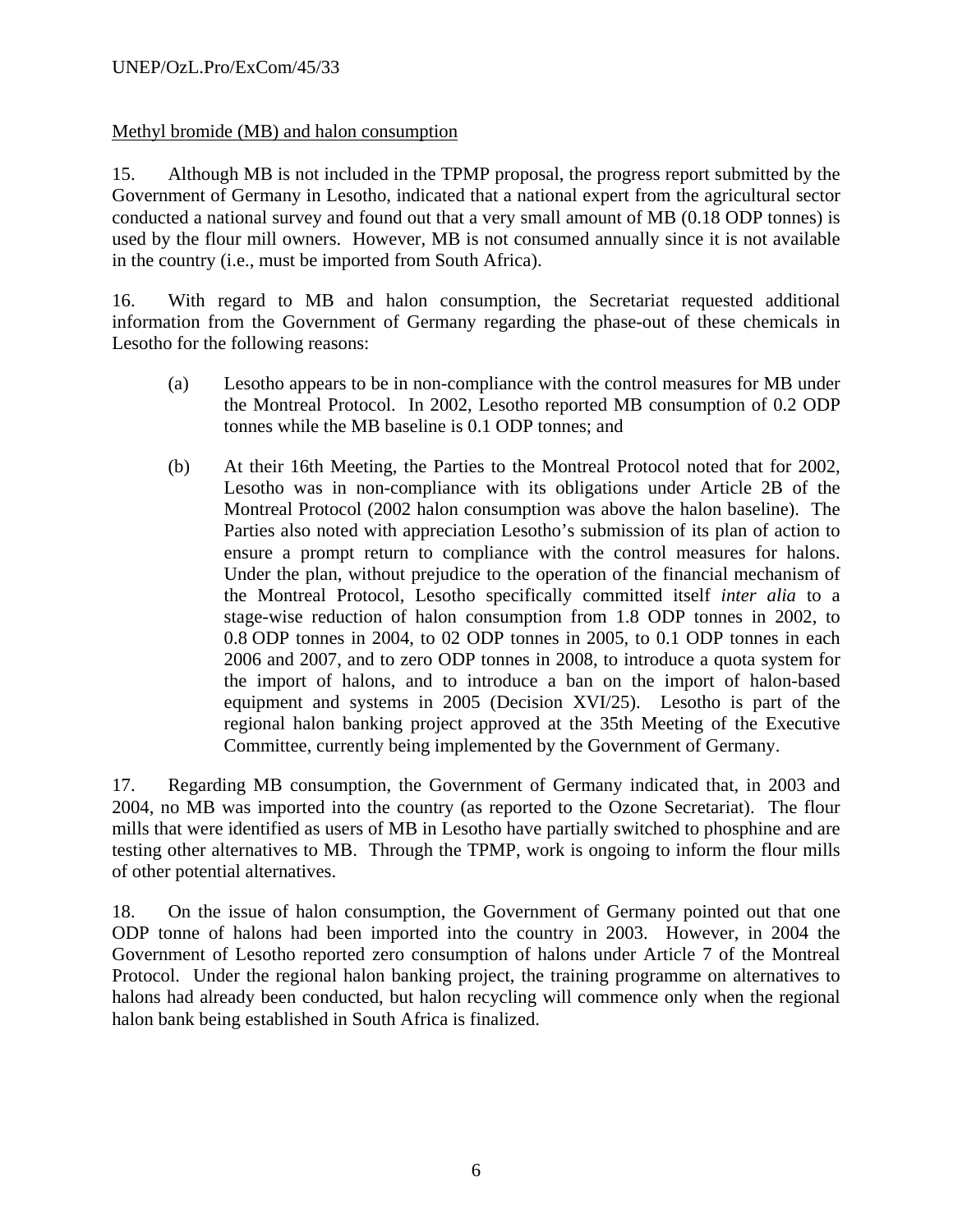Methyl bromide (MB) and halon consumption

15. Although MB is not included in the TPMP proposal, the progress report submitted by the Government of Germany in Lesotho, indicated that a national expert from the agricultural sector conducted a national survey and found out that a very small amount of MB (0.18 ODP tonnes) is used by the flour mill owners. However, MB is not consumed annually since it is not available in the country (i.e., must be imported from South Africa).

16. With regard to MB and halon consumption, the Secretariat requested additional information from the Government of Germany regarding the phase-out of these chemicals in Lesotho for the following reasons:

(a) Lesotho appears to be in non-compliance with the control measures for MB under the Montreal Protocol. In 2002, Lesotho reported MB consumption of 0.2 ODP tonnes while the MB baseline is 0.1 ODP tonnes; and

(b) At their 16th Meeting, the Parties to the Montreal Protocol noted that for 2002, Lesotho was in non-compliance with its obligations under Article 2B of the Montreal Protocol (2002 halon consumption was above the halon baseline). The Parties also noted with appreciation Lesotho's submission of its plan of action to ensure a prompt return to compliance with the control measures for halons. Under the plan, without prejudice to the operation of the financial mechanism of the Montreal Protocol, Lesotho specifically committed itself *inter alia* to a stage-wise reduction of halon consumption from 1.8 ODP tonnes in 2002, to 0.8 ODP tonnes in 2004, to 02 ODP tonnes in 2005, to 0.1 ODP tonnes in each 2006 and 2007, and to zero ODP tonnes in 2008, to introduce a quota system for the import of halons, and to introduce a ban on the import of halon-based equipment and systems in 2005 (Decision XVI/25). Lesotho is part of the regional halon banking project approved at the 35th Meeting of the Executive Committee, currently being implemented by the Government of Germany.

17. Regarding MB consumption, the Government of Germany indicated that, in 2003 and 2004, no MB was imported into the country (as reported to the Ozone Secretariat). The flour mills that were identified as users of MB in Lesotho have partially switched to phosphine and are testing other alternatives to MB. Through the TPMP, work is ongoing to inform the flour mills of other potential alternatives.

18. On the issue of halon consumption, the Government of Germany pointed out that one ODP tonne of halons had been imported into the country in 2003. However, in 2004 the Government of Lesotho reported zero consumption of halons under Article 7 of the Montreal Protocol. Under the regional halon banking project, the training programme on alternatives to halons had already been conducted, but halon recycling will commence only when the regional halon bank being established in South Africa is finalized.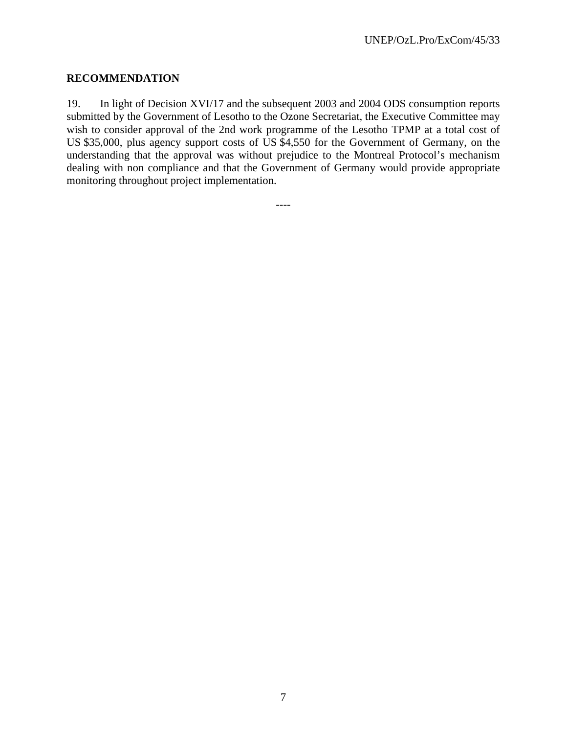**RECOMMENDATION**

19. In light of Decision XVI/17 and the subsequent 2003 and 2004 ODS consumption reports submitted by the Government of Lesotho to the Ozone Secretariat, the Executive Committee may wish to consider approval of the 2nd work programme of the Lesotho TPMP at a total cost of US $35,000, plus agency support costs of US $4,550 for the Government of Germany, on the understanding that the approval was without prejudice to the Montreal Protocol's mechanism dealing with non compliance and that the Government of Germany would provide appropriate monitoring throughout project implementation.

----